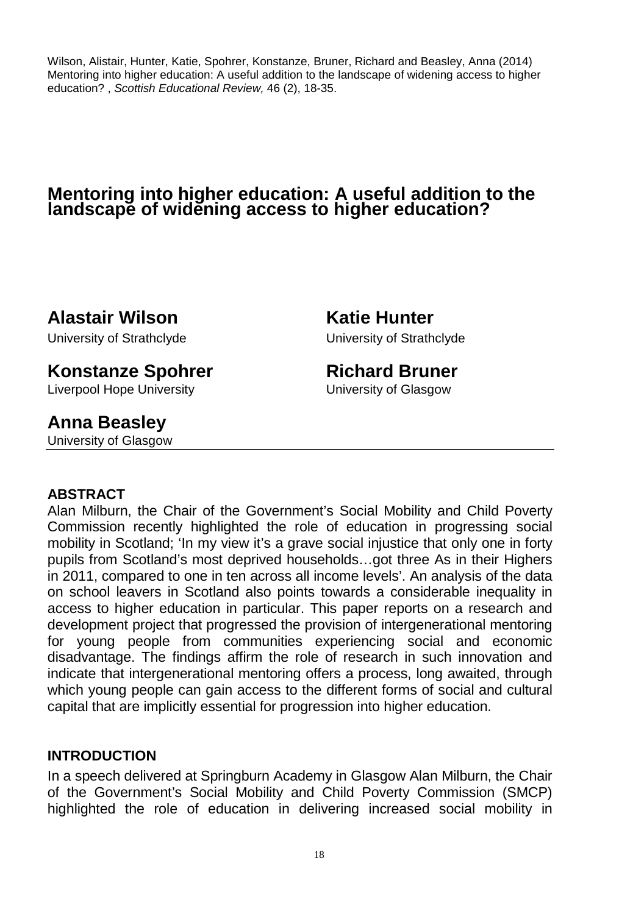Wilson, Alistair, Hunter, Katie, Spohrer, Konstanze, Bruner, Richard and Beasley, Anna (2014) Mentoring into higher education: A useful addition to the landscape of widening access to higher education? , *Scottish Educational Review,* 46 (2), 18-35.

# Mentoring into higher education: A useful addition to the landscape of widening access to higher education?

**Alastair Wilson**
University of Strathclyde

**Katie Hunter**
University of Strathclyde

**Konstanze Spohrer**
Liverpool Hope University

**Richard Bruner**
University of Glasgow

**Anna Beasley**
University of Glasgow

## ABSTRACT

Alan Milburn, the Chair of the Government's Social Mobility and Child Poverty Commission recently highlighted the role of education in progressing social mobility in Scotland; 'In my view it's a grave social injustice that only one in forty pupils from Scotland's most deprived households…got three As in their Highers in 2011, compared to one in ten across all income levels'. An analysis of the data on school leavers in Scotland also points towards a considerable inequality in access to higher education in particular. This paper reports on a research and development project that progressed the provision of intergenerational mentoring for young people from communities experiencing social and economic disadvantage. The findings affirm the role of research in such innovation and indicate that intergenerational mentoring offers a process, long awaited, through which young people can gain access to the different forms of social and cultural capital that are implicitly essential for progression into higher education.

## INTRODUCTION

In a speech delivered at Springburn Academy in Glasgow Alan Milburn, the Chair of the Government's Social Mobility and Child Poverty Commission (SMCP) highlighted the role of education in delivering increased social mobility in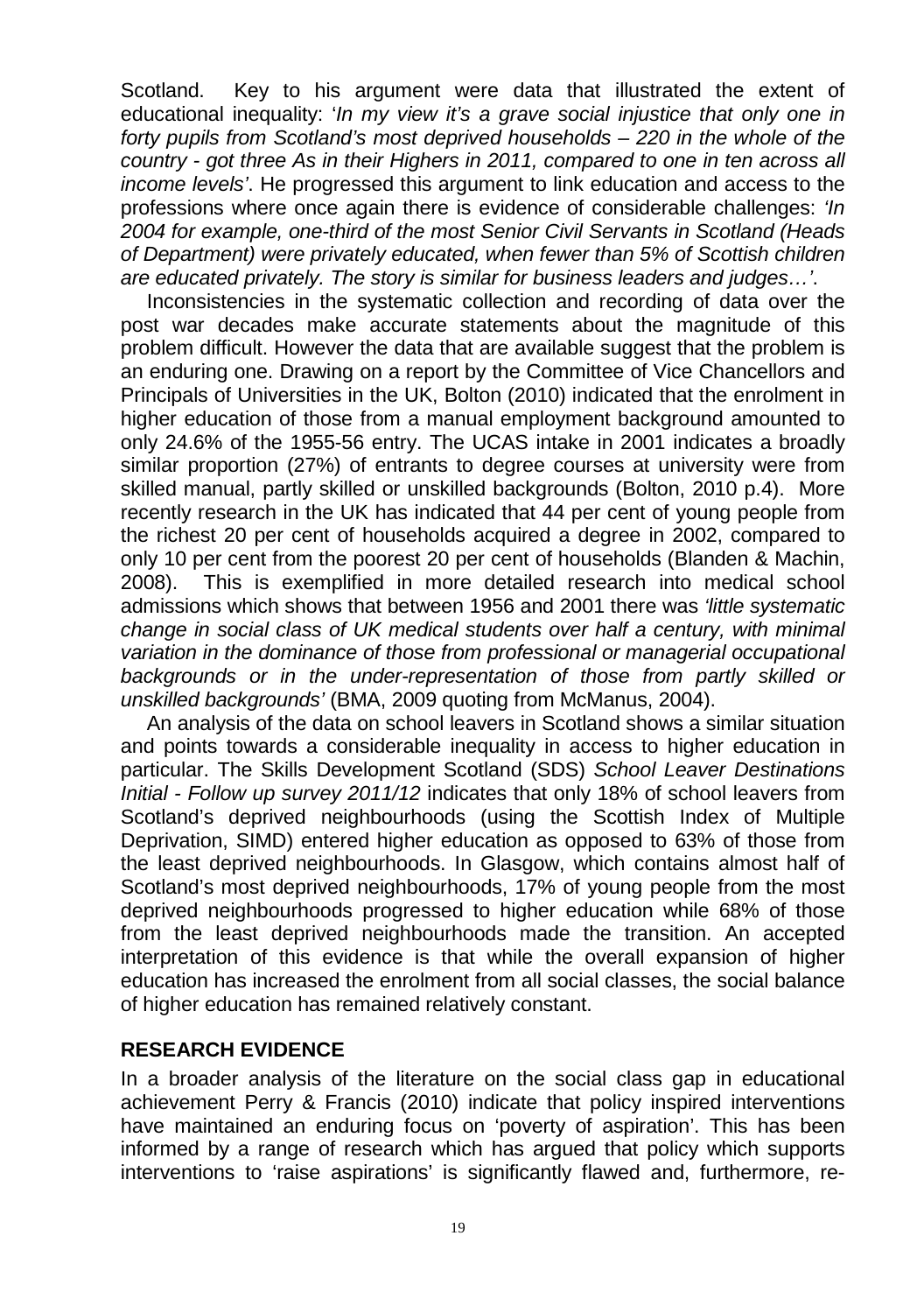Scotland. Key to his argument were data that illustrated the extent of educational inequality: '*In my view it's a grave social injustice that only one in forty pupils from Scotland's most deprived households – 220 in the whole of the country - got three As in their Highers in 2011, compared to one in ten across all income levels*'. He progressed this argument to link education and access to the professions where once again there is evidence of considerable challenges: *'In 2004 for example, one-third of the most Senior Civil Servants in Scotland (Heads of Department) were privately educated, when fewer than 5% of Scottish children are educated privately. The story is similar for business leaders and judges…'*.

Inconsistencies in the systematic collection and recording of data over the post war decades make accurate statements about the magnitude of this problem difficult. However the data that are available suggest that the problem is an enduring one. Drawing on a report by the Committee of Vice Chancellors and Principals of Universities in the UK, Bolton (2010) indicated that the enrolment in higher education of those from a manual employment background amounted to only 24.6% of the 1955-56 entry. The UCAS intake in 2001 indicates a broadly similar proportion (27%) of entrants to degree courses at university were from skilled manual, partly skilled or unskilled backgrounds (Bolton, 2010 p.4). More recently research in the UK has indicated that 44 per cent of young people from the richest 20 per cent of households acquired a degree in 2002, compared to only 10 per cent from the poorest 20 per cent of households (Blanden & Machin, 2008). This is exemplified in more detailed research into medical school admissions which shows that between 1956 and 2001 there was *'little systematic change in social class of UK medical students over half a century, with minimal variation in the dominance of those from professional or managerial occupational backgrounds or in the under-representation of those from partly skilled or unskilled backgrounds'* (BMA, 2009 quoting from McManus, 2004).

An analysis of the data on school leavers in Scotland shows a similar situation and points towards a considerable inequality in access to higher education in particular. The Skills Development Scotland (SDS) *School Leaver Destinations Initial - Follow up survey 2011/12* indicates that only 18% of school leavers from Scotland's deprived neighbourhoods (using the Scottish Index of Multiple Deprivation, SIMD) entered higher education as opposed to 63% of those from the least deprived neighbourhoods. In Glasgow, which contains almost half of Scotland's most deprived neighbourhoods, 17% of young people from the most deprived neighbourhoods progressed to higher education while 68% of those from the least deprived neighbourhoods made the transition. An accepted interpretation of this evidence is that while the overall expansion of higher education has increased the enrolment from all social classes, the social balance of higher education has remained relatively constant.

## RESEARCH EVIDENCE

In a broader analysis of the literature on the social class gap in educational achievement Perry & Francis (2010) indicate that policy inspired interventions have maintained an enduring focus on 'poverty of aspiration'. This has been informed by a range of research which has argued that policy which supports interventions to 'raise aspirations' is significantly flawed and, furthermore, re-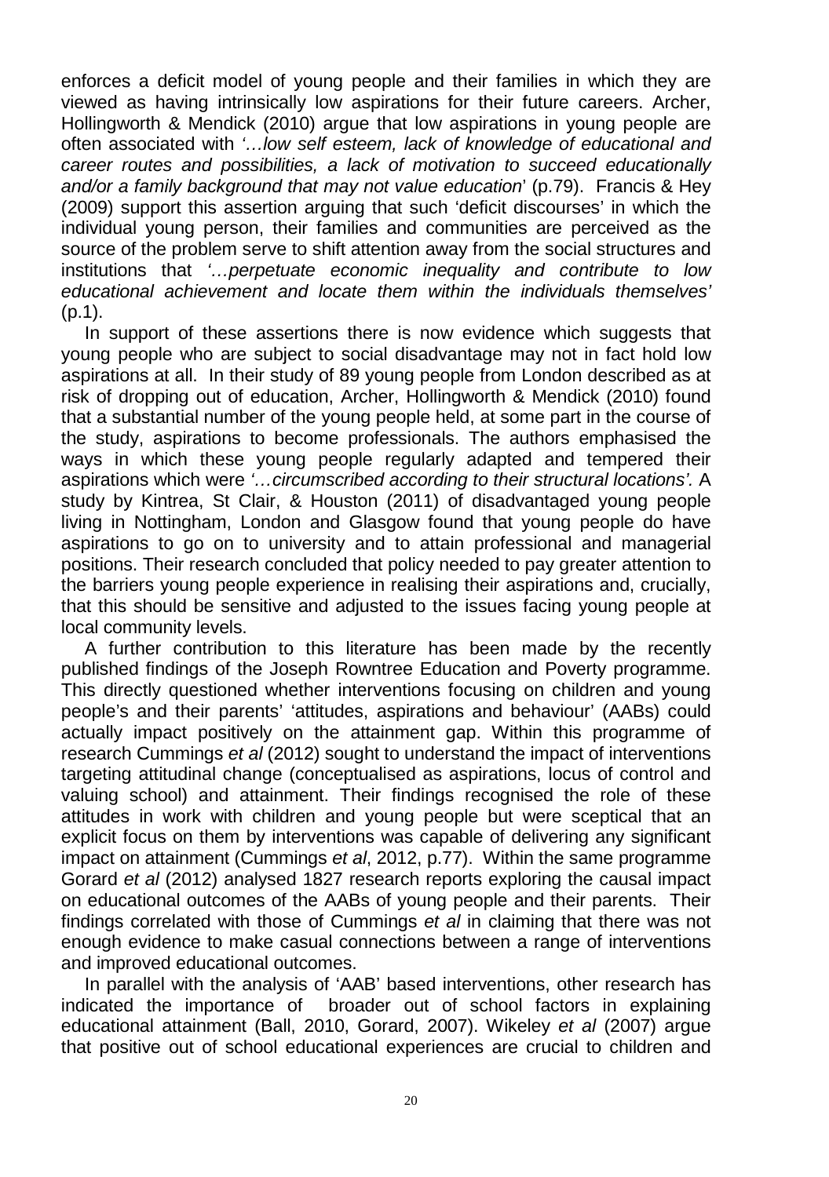enforces a deficit model of young people and their families in which they are viewed as having intrinsically low aspirations for their future careers. Archer, Hollingworth & Mendick (2010) argue that low aspirations in young people are often associated with *'…low self esteem, lack of knowledge of educational and career routes and possibilities, a lack of motivation to succeed educationally and/or a family background that may not value education*' (p.79). Francis & Hey (2009) support this assertion arguing that such 'deficit discourses' in which the individual young person, their families and communities are perceived as the source of the problem serve to shift attention away from the social structures and institutions that *'…perpetuate economic inequality and contribute to low educational achievement and locate them within the individuals themselves'* (p.1).

In support of these assertions there is now evidence which suggests that young people who are subject to social disadvantage may not in fact hold low aspirations at all. In their study of 89 young people from London described as at risk of dropping out of education, Archer, Hollingworth & Mendick (2010) found that a substantial number of the young people held, at some part in the course of the study, aspirations to become professionals. The authors emphasised the ways in which these young people regularly adapted and tempered their aspirations which were *'…circumscribed according to their structural locations'.* A study by Kintrea, St Clair, & Houston (2011) of disadvantaged young people living in Nottingham, London and Glasgow found that young people do have aspirations to go on to university and to attain professional and managerial positions. Their research concluded that policy needed to pay greater attention to the barriers young people experience in realising their aspirations and, crucially, that this should be sensitive and adjusted to the issues facing young people at local community levels.

A further contribution to this literature has been made by the recently published findings of the Joseph Rowntree Education and Poverty programme. This directly questioned whether interventions focusing on children and young people's and their parents' 'attitudes, aspirations and behaviour' (AABs) could actually impact positively on the attainment gap. Within this programme of research Cummings *et al* (2012) sought to understand the impact of interventions targeting attitudinal change (conceptualised as aspirations, locus of control and valuing school) and attainment. Their findings recognised the role of these attitudes in work with children and young people but were sceptical that an explicit focus on them by interventions was capable of delivering any significant impact on attainment (Cummings *et al*, 2012, p.77). Within the same programme Gorard *et al* (2012) analysed 1827 research reports exploring the causal impact on educational outcomes of the AABs of young people and their parents. Their findings correlated with those of Cummings *et al* in claiming that there was not enough evidence to make casual connections between a range of interventions and improved educational outcomes.

In parallel with the analysis of 'AAB' based interventions, other research has indicated the importance of broader out of school factors in explaining educational attainment (Ball, 2010, Gorard, 2007). Wikeley *et al* (2007) argue that positive out of school educational experiences are crucial to children and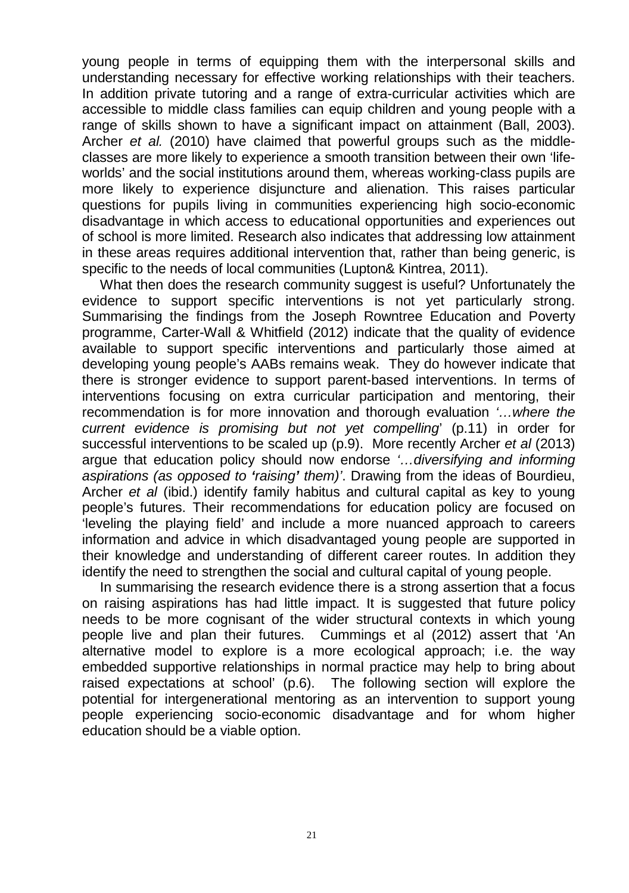young people in terms of equipping them with the interpersonal skills and understanding necessary for effective working relationships with their teachers. In addition private tutoring and a range of extra-curricular activities which are accessible to middle class families can equip children and young people with a range of skills shown to have a significant impact on attainment (Ball, 2003). Archer *et al.* (2010) have claimed that powerful groups such as the middle-classes are more likely to experience a smooth transition between their own 'life-worlds' and the social institutions around them, whereas working-class pupils are more likely to experience disjuncture and alienation. This raises particular questions for pupils living in communities experiencing high socio-economic disadvantage in which access to educational opportunities and experiences out of school is more limited. Research also indicates that addressing low attainment in these areas requires additional intervention that, rather than being generic, is specific to the needs of local communities (Lupton& Kintrea, 2011).

What then does the research community suggest is useful? Unfortunately the evidence to support specific interventions is not yet particularly strong. Summarising the findings from the Joseph Rowntree Education and Poverty programme, Carter-Wall & Whitfield (2012) indicate that the quality of evidence available to support specific interventions and particularly those aimed at developing young people's AABs remains weak. They do however indicate that there is stronger evidence to support parent-based interventions. In terms of interventions focusing on extra curricular participation and mentoring, their recommendation is for more innovation and thorough evaluation *'…where the current evidence is promising but not yet compelling*' (p.11) in order for successful interventions to be scaled up (p.9). More recently Archer *et al* (2013) argue that education policy should now endorse *'…diversifying and informing aspirations (as opposed to 'raising' them)'*. Drawing from the ideas of Bourdieu, Archer *et al* (ibid.) identify family habitus and cultural capital as key to young people's futures. Their recommendations for education policy are focused on 'leveling the playing field' and include a more nuanced approach to careers information and advice in which disadvantaged young people are supported in their knowledge and understanding of different career routes. In addition they identify the need to strengthen the social and cultural capital of young people.

In summarising the research evidence there is a strong assertion that a focus on raising aspirations has had little impact. It is suggested that future policy needs to be more cognisant of the wider structural contexts in which young people live and plan their futures. Cummings et al (2012) assert that 'An alternative model to explore is a more ecological approach; i.e. the way embedded supportive relationships in normal practice may help to bring about raised expectations at school' (p.6). The following section will explore the potential for intergenerational mentoring as an intervention to support young people experiencing socio-economic disadvantage and for whom higher education should be a viable option.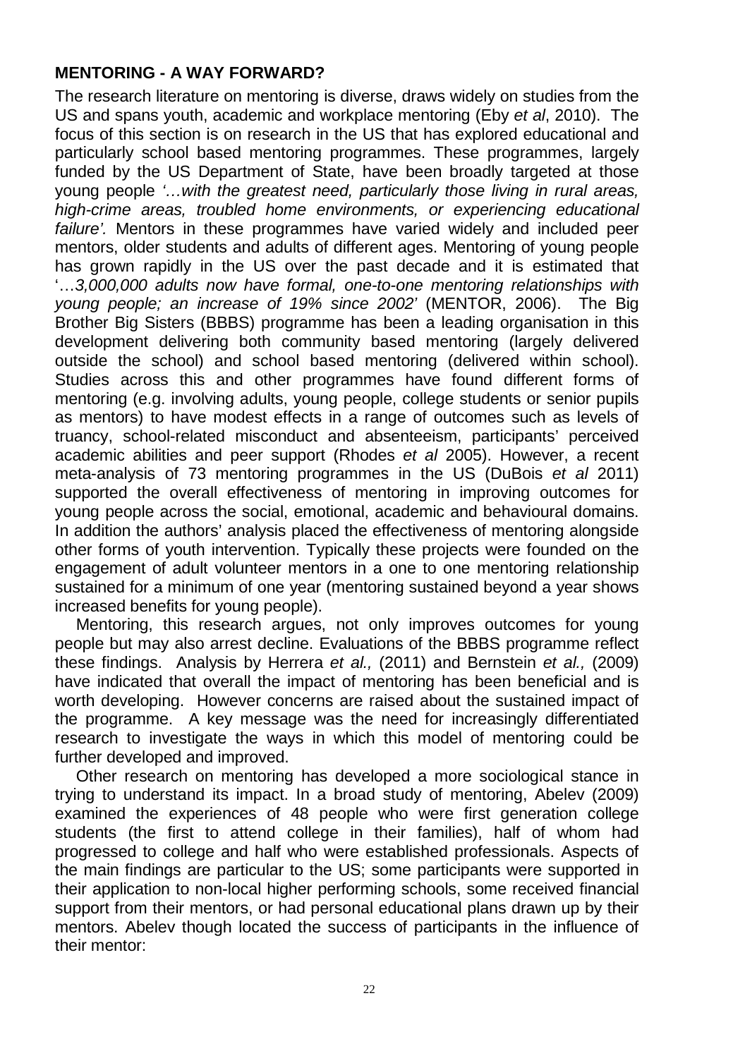## MENTORING - A WAY FORWARD?

The research literature on mentoring is diverse, draws widely on studies from the US and spans youth, academic and workplace mentoring (Eby *et al*, 2010). The focus of this section is on research in the US that has explored educational and particularly school based mentoring programmes. These programmes, largely funded by the US Department of State, have been broadly targeted at those young people *'…with the greatest need, particularly those living in rural areas, high-crime areas, troubled home environments, or experiencing educational failure'.* Mentors in these programmes have varied widely and included peer mentors, older students and adults of different ages. Mentoring of young people has grown rapidly in the US over the past decade and it is estimated that '…*3,000,000 adults now have formal, one-to-one mentoring relationships with young people; an increase of 19% since 2002'* (MENTOR, 2006). The Big Brother Big Sisters (BBBS) programme has been a leading organisation in this development delivering both community based mentoring (largely delivered outside the school) and school based mentoring (delivered within school). Studies across this and other programmes have found different forms of mentoring (e.g. involving adults, young people, college students or senior pupils as mentors) to have modest effects in a range of outcomes such as levels of truancy, school-related misconduct and absenteeism, participants' perceived academic abilities and peer support (Rhodes *et al* 2005). However, a recent meta-analysis of 73 mentoring programmes in the US (DuBois *et al* 2011) supported the overall effectiveness of mentoring in improving outcomes for young people across the social, emotional, academic and behavioural domains. In addition the authors' analysis placed the effectiveness of mentoring alongside other forms of youth intervention. Typically these projects were founded on the engagement of adult volunteer mentors in a one to one mentoring relationship sustained for a minimum of one year (mentoring sustained beyond a year shows increased benefits for young people).

Mentoring, this research argues, not only improves outcomes for young people but may also arrest decline. Evaluations of the BBBS programme reflect these findings. Analysis by Herrera *et al.,* (2011) and Bernstein *et al.,* (2009) have indicated that overall the impact of mentoring has been beneficial and is worth developing. However concerns are raised about the sustained impact of the programme. A key message was the need for increasingly differentiated research to investigate the ways in which this model of mentoring could be further developed and improved.

Other research on mentoring has developed a more sociological stance in trying to understand its impact. In a broad study of mentoring, Abelev (2009) examined the experiences of 48 people who were first generation college students (the first to attend college in their families), half of whom had progressed to college and half who were established professionals. Aspects of the main findings are particular to the US; some participants were supported in their application to non-local higher performing schools, some received financial support from their mentors, or had personal educational plans drawn up by their mentors. Abelev though located the success of participants in the influence of their mentor: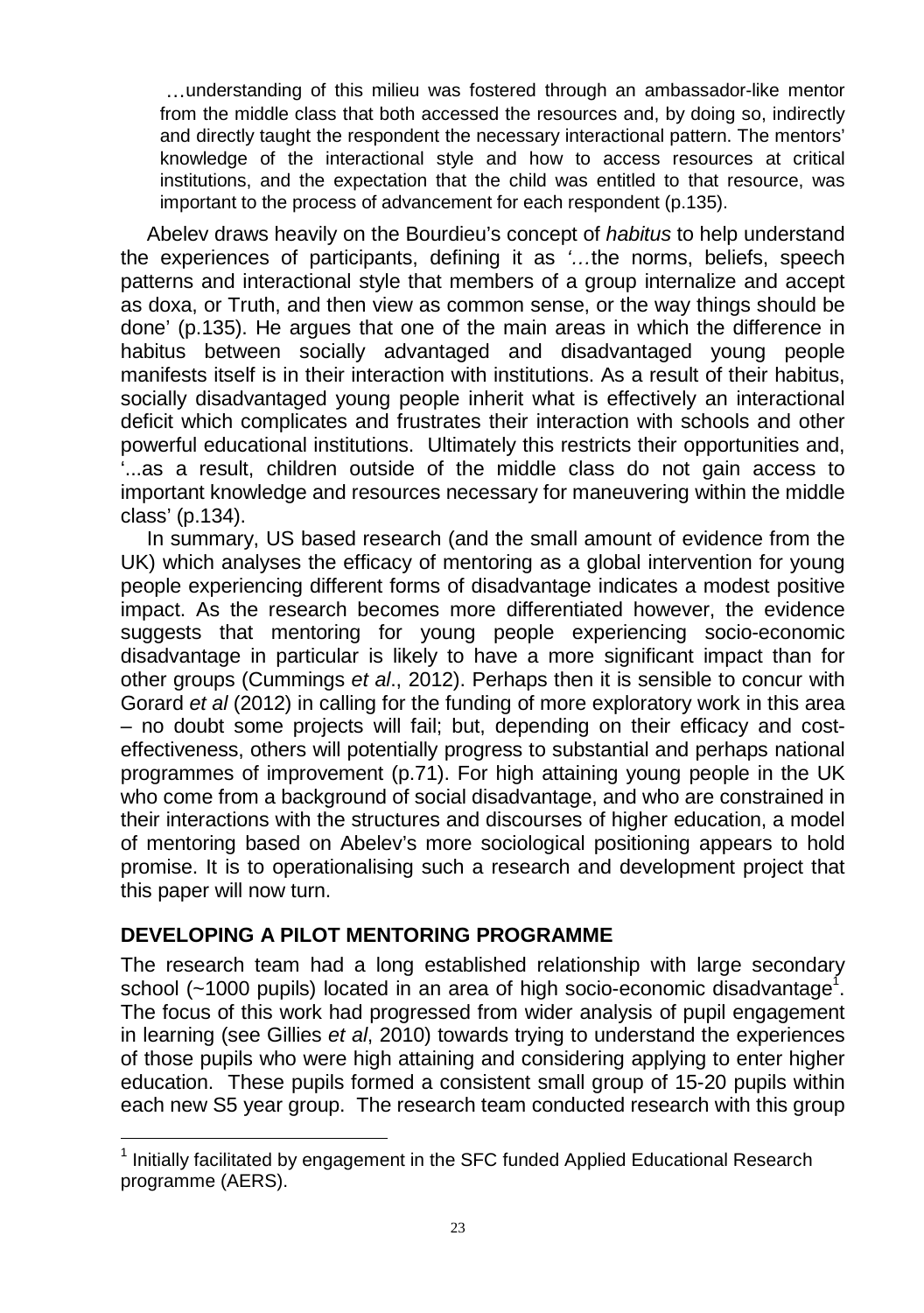> …understanding of this milieu was fostered through an ambassador-like mentor from the middle class that both accessed the resources and, by doing so, indirectly and directly taught the respondent the necessary interactional pattern. The mentors' knowledge of the interactional style and how to access resources at critical institutions, and the expectation that the child was entitled to that resource, was important to the process of advancement for each respondent (p.135).

Abelev draws heavily on the Bourdieu's concept of *habitus* to help understand the experiences of participants, defining it as '…the norms, beliefs, speech patterns and interactional style that members of a group internalize and accept as doxa, or Truth, and then view as common sense, or the way things should be done' (p.135). He argues that one of the main areas in which the difference in habitus between socially advantaged and disadvantaged young people manifests itself is in their interaction with institutions. As a result of their habitus, socially disadvantaged young people inherit what is effectively an interactional deficit which complicates and frustrates their interaction with schools and other powerful educational institutions. Ultimately this restricts their opportunities and, '...as a result, children outside of the middle class do not gain access to important knowledge and resources necessary for maneuvering within the middle class' (p.134).

In summary, US based research (and the small amount of evidence from the UK) which analyses the efficacy of mentoring as a global intervention for young people experiencing different forms of disadvantage indicates a modest positive impact. As the research becomes more differentiated however, the evidence suggests that mentoring for young people experiencing socio-economic disadvantage in particular is likely to have a more significant impact than for other groups (Cummings *et al*., 2012). Perhaps then it is sensible to concur with Gorard *et al* (2012) in calling for the funding of more exploratory work in this area – no doubt some projects will fail; but, depending on their efficacy and cost-effectiveness, others will potentially progress to substantial and perhaps national programmes of improvement (p.71). For high attaining young people in the UK who come from a background of social disadvantage, and who are constrained in their interactions with the structures and discourses of higher education, a model of mentoring based on Abelev's more sociological positioning appears to hold promise. It is to operationalising such a research and development project that this paper will now turn.

## DEVELOPING A PILOT MENTORING PROGRAMME

The research team had a long established relationship with large secondary school (~1000 pupils) located in an area of high socio-economic disadvantage[1]. The focus of this work had progressed from wider analysis of pupil engagement in learning (see Gillies *et al*, 2010) towards trying to understand the experiences of those pupils who were high attaining and considering applying to enter higher education. These pupils formed a consistent small group of 15-20 pupils within each new S5 year group. The research team conducted research with this group

[1] Initially facilitated by engagement in the SFC funded Applied Educational Research programme (AERS).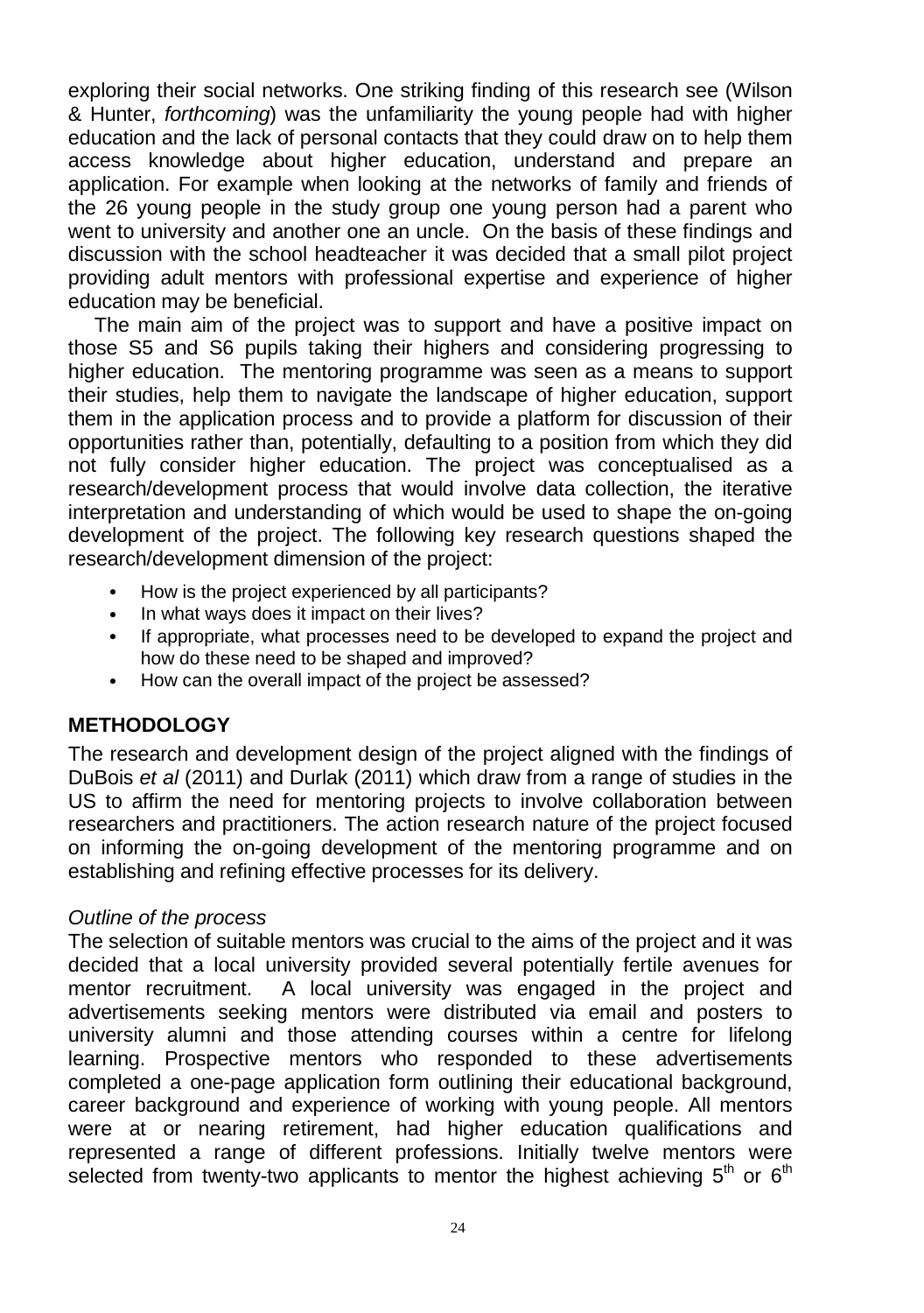exploring their social networks. One striking finding of this research see (Wilson & Hunter, *forthcoming*) was the unfamiliarity the young people had with higher education and the lack of personal contacts that they could draw on to help them access knowledge about higher education, understand and prepare an application. For example when looking at the networks of family and friends of the 26 young people in the study group one young person had a parent who went to university and another one an uncle. On the basis of these findings and discussion with the school headteacher it was decided that a small pilot project providing adult mentors with professional expertise and experience of higher education may be beneficial.

The main aim of the project was to support and have a positive impact on those S5 and S6 pupils taking their highers and considering progressing to higher education. The mentoring programme was seen as a means to support their studies, help them to navigate the landscape of higher education, support them in the application process and to provide a platform for discussion of their opportunities rather than, potentially, defaulting to a position from which they did not fully consider higher education. The project was conceptualised as a research/development process that would involve data collection, the iterative interpretation and understanding of which would be used to shape the on-going development of the project. The following key research questions shaped the research/development dimension of the project:

- How is the project experienced by all participants?
- In what ways does it impact on their lives?
- If appropriate, what processes need to be developed to expand the project and how do these need to be shaped and improved?
- How can the overall impact of the project be assessed?

## METHODOLOGY

The research and development design of the project aligned with the findings of DuBois *et al* (2011) and Durlak (2011) which draw from a range of studies in the US to affirm the need for mentoring projects to involve collaboration between researchers and practitioners. The action research nature of the project focused on informing the on-going development of the mentoring programme and on establishing and refining effective processes for its delivery.

*Outline of the process*

The selection of suitable mentors was crucial to the aims of the project and it was decided that a local university provided several potentially fertile avenues for mentor recruitment. A local university was engaged in the project and advertisements seeking mentors were distributed via email and posters to university alumni and those attending courses within a centre for lifelong learning. Prospective mentors who responded to these advertisements completed a one-page application form outlining their educational background, career background and experience of working with young people. All mentors were at or nearing retirement, had higher education qualifications and represented a range of different professions. Initially twelve mentors were selected from twenty-two applicants to mentor the highest achieving 5$^{th}$ or 6$^{th}$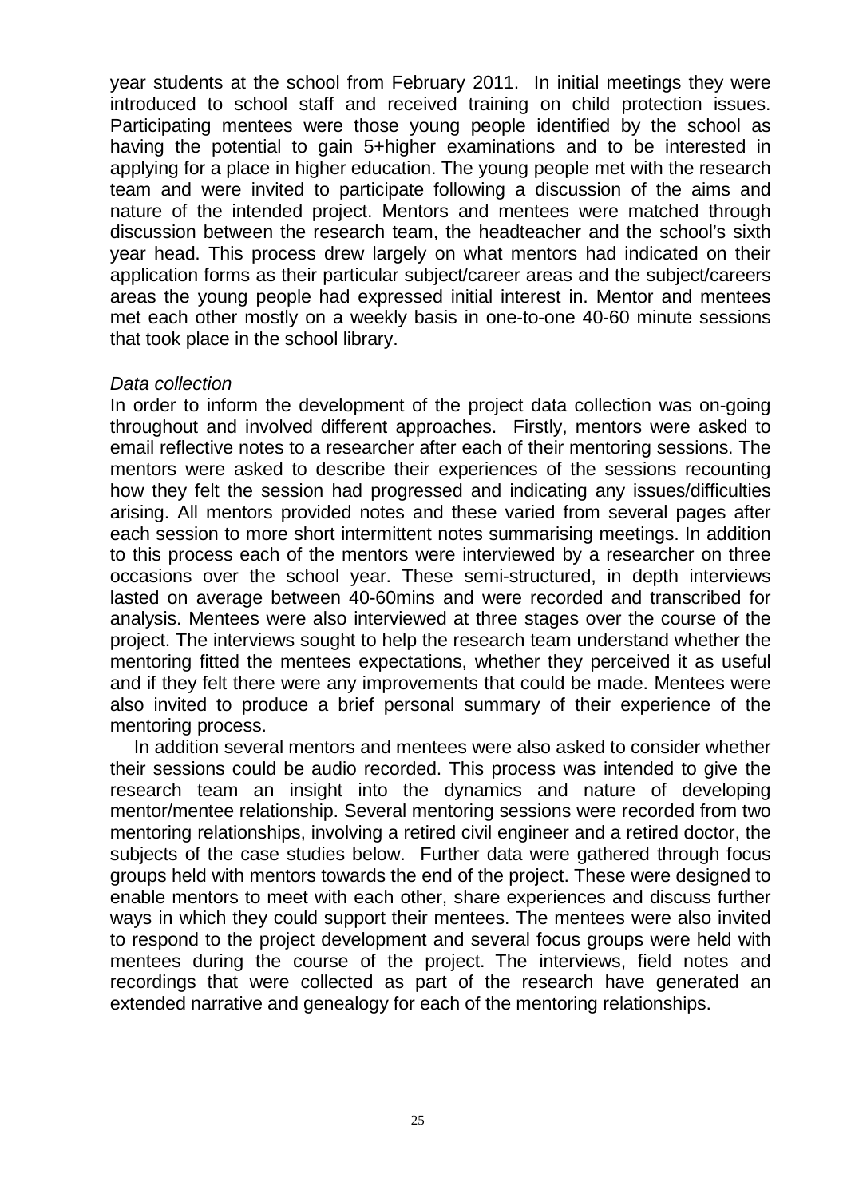year students at the school from February 2011. In initial meetings they were introduced to school staff and received training on child protection issues. Participating mentees were those young people identified by the school as having the potential to gain 5+higher examinations and to be interested in applying for a place in higher education. The young people met with the research team and were invited to participate following a discussion of the aims and nature of the intended project. Mentors and mentees were matched through discussion between the research team, the headteacher and the school's sixth year head. This process drew largely on what mentors had indicated on their application forms as their particular subject/career areas and the subject/careers areas the young people had expressed initial interest in. Mentor and mentees met each other mostly on a weekly basis in one-to-one 40-60 minute sessions that took place in the school library.

*Data collection*

In order to inform the development of the project data collection was on-going throughout and involved different approaches. Firstly, mentors were asked to email reflective notes to a researcher after each of their mentoring sessions. The mentors were asked to describe their experiences of the sessions recounting how they felt the session had progressed and indicating any issues/difficulties arising. All mentors provided notes and these varied from several pages after each session to more short intermittent notes summarising meetings. In addition to this process each of the mentors were interviewed by a researcher on three occasions over the school year. These semi-structured, in depth interviews lasted on average between 40-60mins and were recorded and transcribed for analysis. Mentees were also interviewed at three stages over the course of the project. The interviews sought to help the research team understand whether the mentoring fitted the mentees expectations, whether they perceived it as useful and if they felt there were any improvements that could be made. Mentees were also invited to produce a brief personal summary of their experience of the mentoring process.

In addition several mentors and mentees were also asked to consider whether their sessions could be audio recorded. This process was intended to give the research team an insight into the dynamics and nature of developing mentor/mentee relationship. Several mentoring sessions were recorded from two mentoring relationships, involving a retired civil engineer and a retired doctor, the subjects of the case studies below. Further data were gathered through focus groups held with mentors towards the end of the project. These were designed to enable mentors to meet with each other, share experiences and discuss further ways in which they could support their mentees. The mentees were also invited to respond to the project development and several focus groups were held with mentees during the course of the project. The interviews, field notes and recordings that were collected as part of the research have generated an extended narrative and genealogy for each of the mentoring relationships.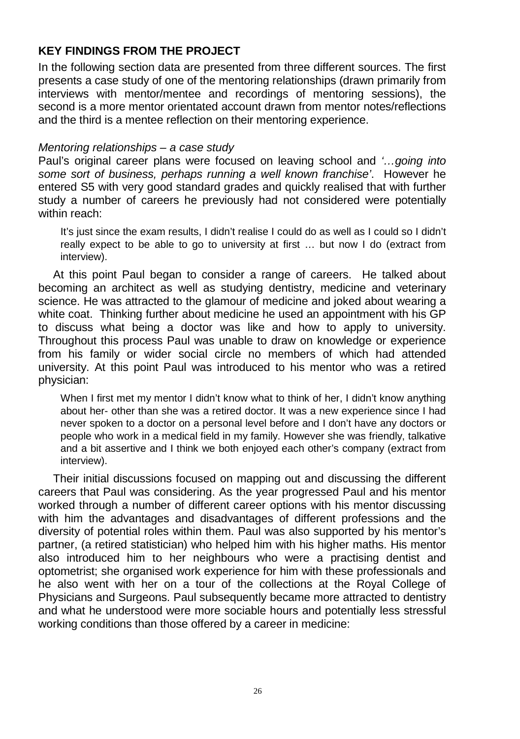## KEY FINDINGS FROM THE PROJECT

In the following section data are presented from three different sources. The first presents a case study of one of the mentoring relationships (drawn primarily from interviews with mentor/mentee and recordings of mentoring sessions), the second is a more mentor orientated account drawn from mentor notes/reflections and the third is a mentee reflection on their mentoring experience.

*Mentoring relationships – a case study*

Paul's original career plans were focused on leaving school and *'…going into some sort of business, perhaps running a well known franchise'*. However he entered S5 with very good standard grades and quickly realised that with further study a number of careers he previously had not considered were potentially within reach:

> It's just since the exam results, I didn't realise I could do as well as I could so I didn't really expect to be able to go to university at first … but now I do (extract from interview).

At this point Paul began to consider a range of careers. He talked about becoming an architect as well as studying dentistry, medicine and veterinary science. He was attracted to the glamour of medicine and joked about wearing a white coat. Thinking further about medicine he used an appointment with his GP to discuss what being a doctor was like and how to apply to university. Throughout this process Paul was unable to draw on knowledge or experience from his family or wider social circle no members of which had attended university. At this point Paul was introduced to his mentor who was a retired physician:

> When I first met my mentor I didn't know what to think of her, I didn't know anything about her- other than she was a retired doctor. It was a new experience since I had never spoken to a doctor on a personal level before and I don't have any doctors or people who work in a medical field in my family. However she was friendly, talkative and a bit assertive and I think we both enjoyed each other's company (extract from interview).

Their initial discussions focused on mapping out and discussing the different careers that Paul was considering. As the year progressed Paul and his mentor worked through a number of different career options with his mentor discussing with him the advantages and disadvantages of different professions and the diversity of potential roles within them. Paul was also supported by his mentor's partner, (a retired statistician) who helped him with his higher maths. His mentor also introduced him to her neighbours who were a practising dentist and optometrist; she organised work experience for him with these professionals and he also went with her on a tour of the collections at the Royal College of Physicians and Surgeons. Paul subsequently became more attracted to dentistry and what he understood were more sociable hours and potentially less stressful working conditions than those offered by a career in medicine: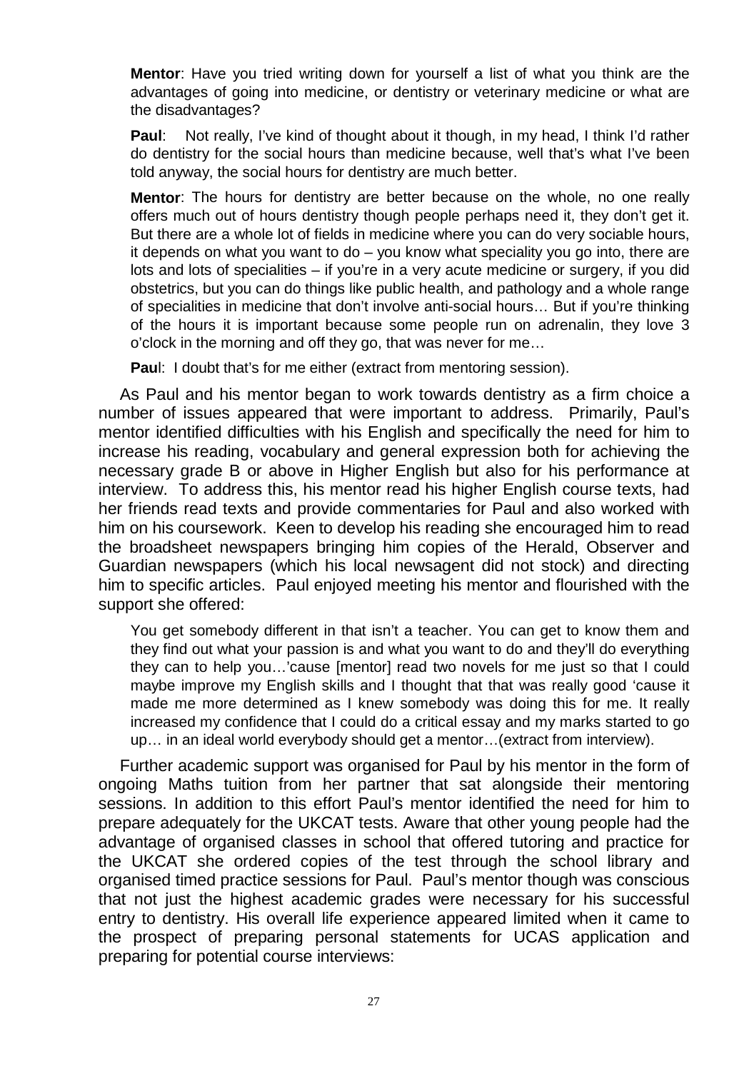> **Mentor**: Have you tried writing down for yourself a list of what you think are the advantages of going into medicine, or dentistry or veterinary medicine or what are the disadvantages?
>
> **Paul**: Not really, I've kind of thought about it though, in my head, I think I'd rather do dentistry for the social hours than medicine because, well that's what I've been told anyway, the social hours for dentistry are much better.
>
> **Mentor**: The hours for dentistry are better because on the whole, no one really offers much out of hours dentistry though people perhaps need it, they don't get it. But there are a whole lot of fields in medicine where you can do very sociable hours, it depends on what you want to do – you know what speciality you go into, there are lots and lots of specialities – if you're in a very acute medicine or surgery, if you did obstetrics, but you can do things like public health, and pathology and a whole range of specialities in medicine that don't involve anti-social hours… But if you're thinking of the hours it is important because some people run on adrenalin, they love 3 o'clock in the morning and off they go, that was never for me…
>
> **Paul**: I doubt that's for me either (extract from mentoring session).

As Paul and his mentor began to work towards dentistry as a firm choice a number of issues appeared that were important to address. Primarily, Paul's mentor identified difficulties with his English and specifically the need for him to increase his reading, vocabulary and general expression both for achieving the necessary grade B or above in Higher English but also for his performance at interview. To address this, his mentor read his higher English course texts, had her friends read texts and provide commentaries for Paul and also worked with him on his coursework. Keen to develop his reading she encouraged him to read the broadsheet newspapers bringing him copies of the Herald, Observer and Guardian newspapers (which his local newsagent did not stock) and directing him to specific articles. Paul enjoyed meeting his mentor and flourished with the support she offered:

> You get somebody different in that isn't a teacher. You can get to know them and they find out what your passion is and what you want to do and they'll do everything they can to help you…'cause [mentor] read two novels for me just so that I could maybe improve my English skills and I thought that that was really good 'cause it made me more determined as I knew somebody was doing this for me. It really increased my confidence that I could do a critical essay and my marks started to go up… in an ideal world everybody should get a mentor…(extract from interview).

Further academic support was organised for Paul by his mentor in the form of ongoing Maths tuition from her partner that sat alongside their mentoring sessions. In addition to this effort Paul's mentor identified the need for him to prepare adequately for the UKCAT tests. Aware that other young people had the advantage of organised classes in school that offered tutoring and practice for the UKCAT she ordered copies of the test through the school library and organised timed practice sessions for Paul. Paul's mentor though was conscious that not just the highest academic grades were necessary for his successful entry to dentistry. His overall life experience appeared limited when it came to the prospect of preparing personal statements for UCAS application and preparing for potential course interviews: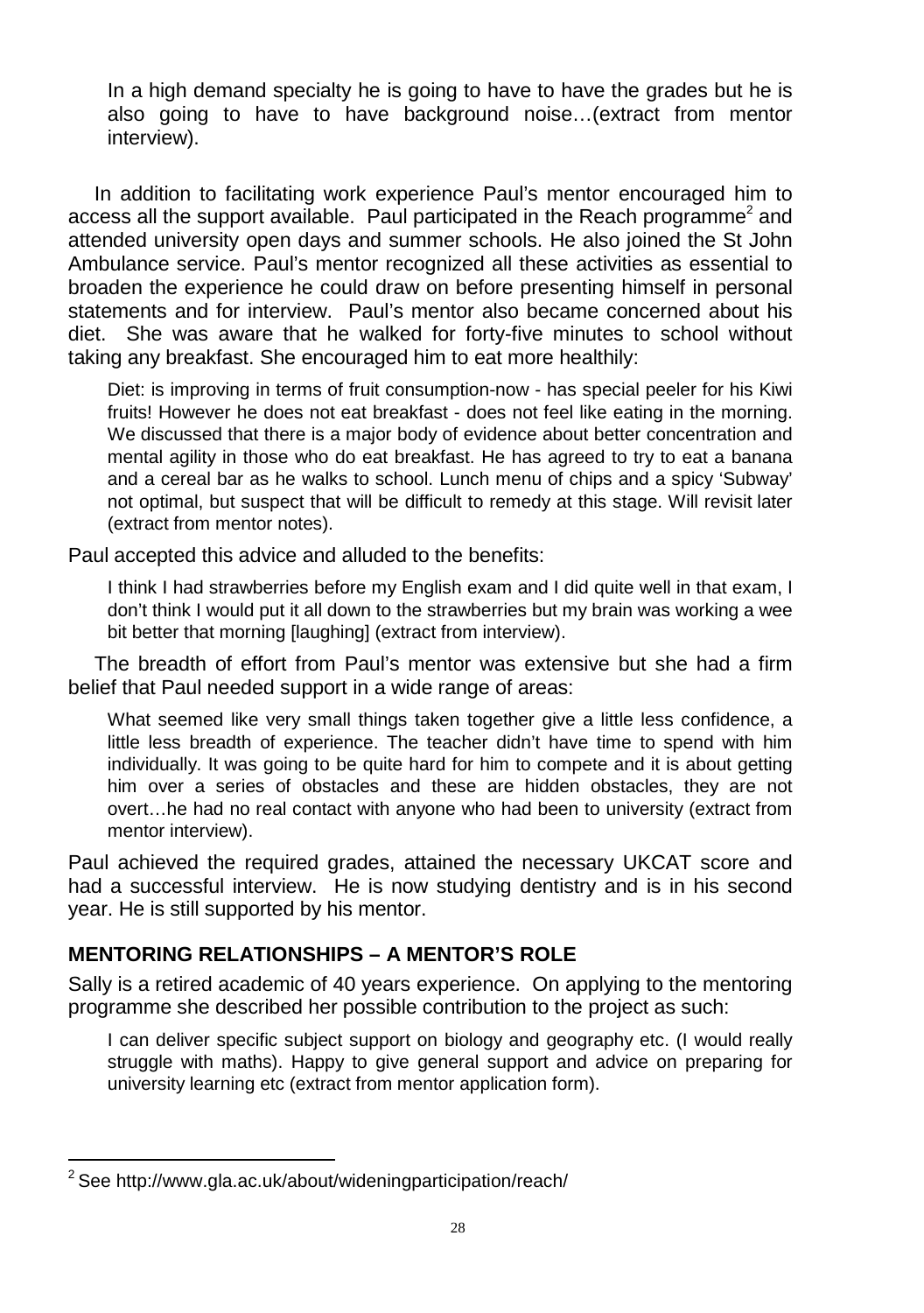> In a high demand specialty he is going to have to have the grades but he is also going to have to have background noise…(extract from mentor interview).

In addition to facilitating work experience Paul's mentor encouraged him to access all the support available. Paul participated in the Reach programme[2] and attended university open days and summer schools. He also joined the St John Ambulance service. Paul's mentor recognized all these activities as essential to broaden the experience he could draw on before presenting himself in personal statements and for interview. Paul's mentor also became concerned about his diet. She was aware that he walked for forty-five minutes to school without taking any breakfast. She encouraged him to eat more healthily:

> Diet: is improving in terms of fruit consumption-now - has special peeler for his Kiwi fruits! However he does not eat breakfast - does not feel like eating in the morning. We discussed that there is a major body of evidence about better concentration and mental agility in those who do eat breakfast. He has agreed to try to eat a banana and a cereal bar as he walks to school. Lunch menu of chips and a spicy 'Subway' not optimal, but suspect that will be difficult to remedy at this stage. Will revisit later (extract from mentor notes).

Paul accepted this advice and alluded to the benefits:

> I think I had strawberries before my English exam and I did quite well in that exam, I don't think I would put it all down to the strawberries but my brain was working a wee bit better that morning [laughing] (extract from interview).

The breadth of effort from Paul's mentor was extensive but she had a firm belief that Paul needed support in a wide range of areas:

> What seemed like very small things taken together give a little less confidence, a little less breadth of experience. The teacher didn't have time to spend with him individually. It was going to be quite hard for him to compete and it is about getting him over a series of obstacles and these are hidden obstacles, they are not overt…he had no real contact with anyone who had been to university (extract from mentor interview).

Paul achieved the required grades, attained the necessary UKCAT score and had a successful interview. He is now studying dentistry and is in his second year. He is still supported by his mentor.

## MENTORING RELATIONSHIPS – A MENTOR'S ROLE

Sally is a retired academic of 40 years experience. On applying to the mentoring programme she described her possible contribution to the project as such:

> I can deliver specific subject support on biology and geography etc. (I would really struggle with maths). Happy to give general support and advice on preparing for university learning etc (extract from mentor application form).

---

[2] See http://www.gla.ac.uk/about/wideningparticipation/reach/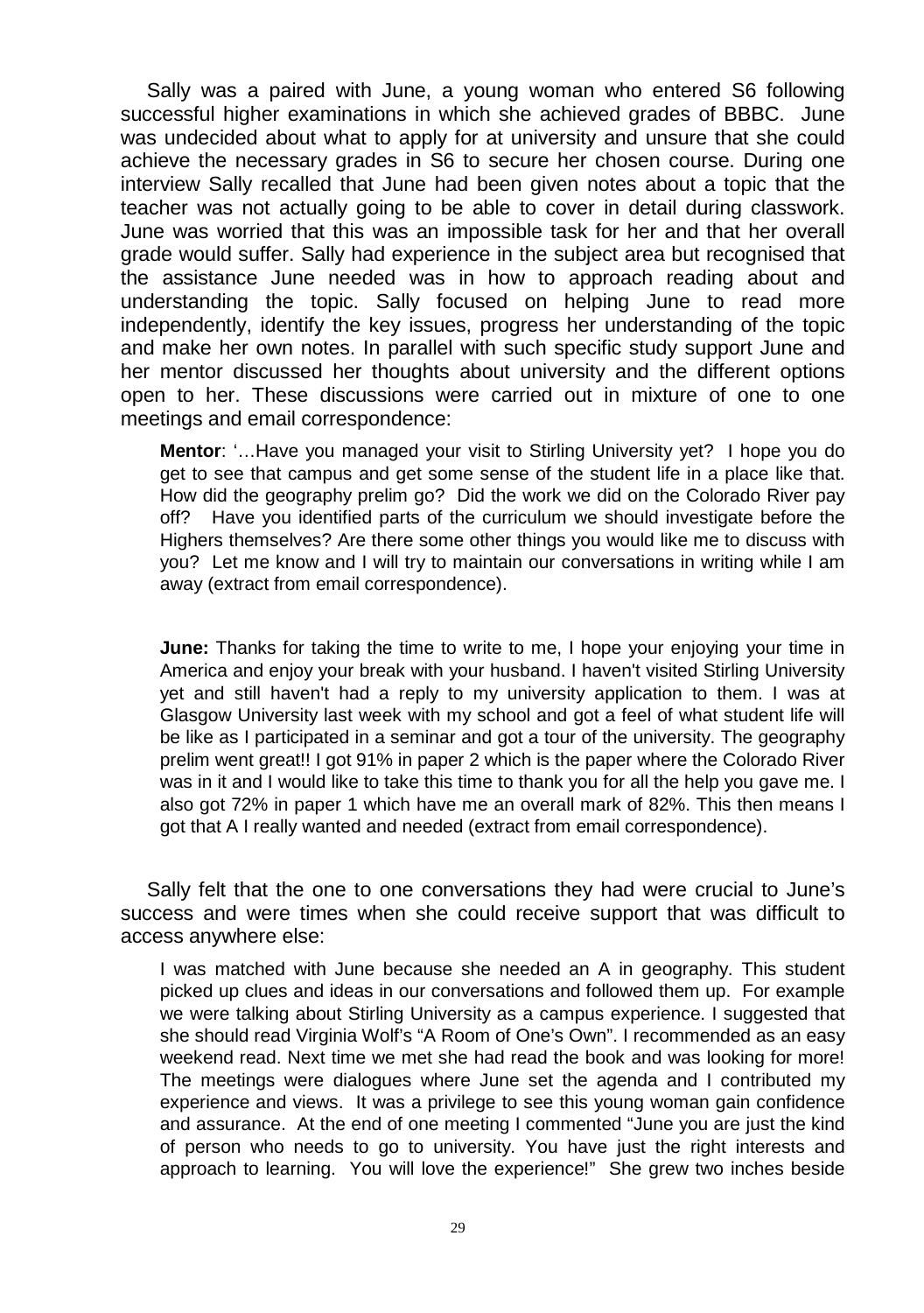Sally was a paired with June, a young woman who entered S6 following successful higher examinations in which she achieved grades of BBBC. June was undecided about what to apply for at university and unsure that she could achieve the necessary grades in S6 to secure her chosen course. During one interview Sally recalled that June had been given notes about a topic that the teacher was not actually going to be able to cover in detail during classwork. June was worried that this was an impossible task for her and that her overall grade would suffer. Sally had experience in the subject area but recognised that the assistance June needed was in how to approach reading about and understanding the topic. Sally focused on helping June to read more independently, identify the key issues, progress her understanding of the topic and make her own notes. In parallel with such specific study support June and her mentor discussed her thoughts about university and the different options open to her. These discussions were carried out in mixture of one to one meetings and email correspondence:

> **Mentor**: '…Have you managed your visit to Stirling University yet? I hope you do get to see that campus and get some sense of the student life in a place like that. How did the geography prelim go? Did the work we did on the Colorado River pay off? Have you identified parts of the curriculum we should investigate before the Highers themselves? Are there some other things you would like me to discuss with you? Let me know and I will try to maintain our conversations in writing while I am away (extract from email correspondence).

> **June:** Thanks for taking the time to write to me, I hope your enjoying your time in America and enjoy your break with your husband. I haven't visited Stirling University yet and still haven't had a reply to my university application to them. I was at Glasgow University last week with my school and got a feel of what student life will be like as I participated in a seminar and got a tour of the university. The geography prelim went great!! I got 91% in paper 2 which is the paper where the Colorado River was in it and I would like to take this time to thank you for all the help you gave me. I also got 72% in paper 1 which have me an overall mark of 82%. This then means I got that A I really wanted and needed (extract from email correspondence).

Sally felt that the one to one conversations they had were crucial to June's success and were times when she could receive support that was difficult to access anywhere else:

> I was matched with June because she needed an A in geography. This student picked up clues and ideas in our conversations and followed them up. For example we were talking about Stirling University as a campus experience. I suggested that she should read Virginia Wolf's "A Room of One's Own". I recommended as an easy weekend read. Next time we met she had read the book and was looking for more! The meetings were dialogues where June set the agenda and I contributed my experience and views. It was a privilege to see this young woman gain confidence and assurance. At the end of one meeting I commented "June you are just the kind of person who needs to go to university. You have just the right interests and approach to learning. You will love the experience!" She grew two inches beside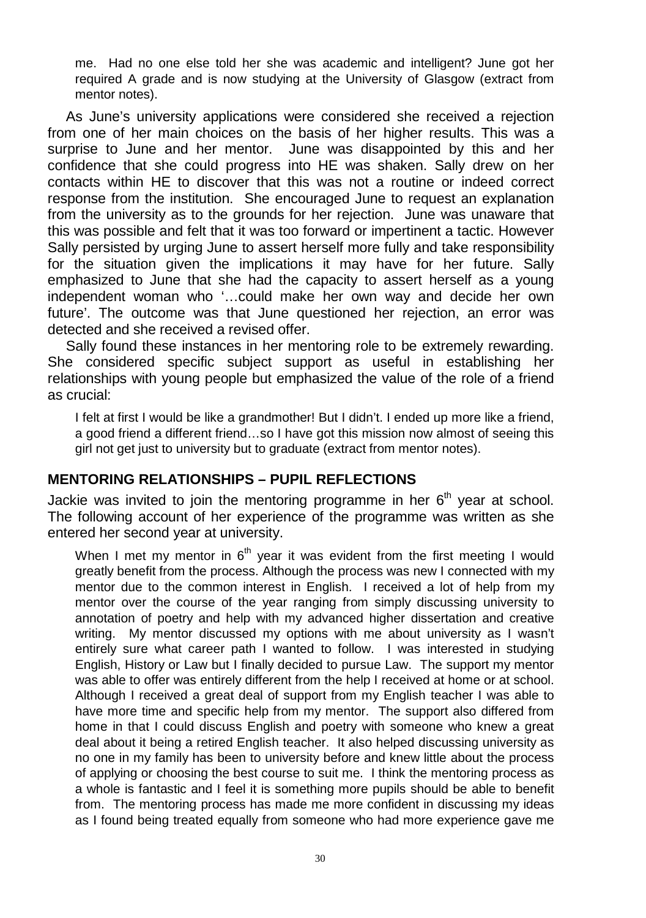me. Had no one else told her she was academic and intelligent? June got her required A grade and is now studying at the University of Glasgow (extract from mentor notes).

As June's university applications were considered she received a rejection from one of her main choices on the basis of her higher results. This was a surprise to June and her mentor. June was disappointed by this and her confidence that she could progress into HE was shaken. Sally drew on her contacts within HE to discover that this was not a routine or indeed correct response from the institution. She encouraged June to request an explanation from the university as to the grounds for her rejection. June was unaware that this was possible and felt that it was too forward or impertinent a tactic. However Sally persisted by urging June to assert herself more fully and take responsibility for the situation given the implications it may have for her future. Sally emphasized to June that she had the capacity to assert herself as a young independent woman who '…could make her own way and decide her own future'. The outcome was that June questioned her rejection, an error was detected and she received a revised offer.

Sally found these instances in her mentoring role to be extremely rewarding. She considered specific subject support as useful in establishing her relationships with young people but emphasized the value of the role of a friend as crucial:

> I felt at first I would be like a grandmother! But I didn't. I ended up more like a friend, a good friend a different friend…so I have got this mission now almost of seeing this girl not get just to university but to graduate (extract from mentor notes).

## MENTORING RELATIONSHIPS – PUPIL REFLECTIONS

Jackie was invited to join the mentoring programme in her 6th year at school. The following account of her experience of the programme was written as she entered her second year at university.

> When I met my mentor in 6th year it was evident from the first meeting I would greatly benefit from the process. Although the process was new I connected with my mentor due to the common interest in English. I received a lot of help from my mentor over the course of the year ranging from simply discussing university to annotation of poetry and help with my advanced higher dissertation and creative writing. My mentor discussed my options with me about university as I wasn't entirely sure what career path I wanted to follow. I was interested in studying English, History or Law but I finally decided to pursue Law. The support my mentor was able to offer was entirely different from the help I received at home or at school. Although I received a great deal of support from my English teacher I was able to have more time and specific help from my mentor. The support also differed from home in that I could discuss English and poetry with someone who knew a great deal about it being a retired English teacher. It also helped discussing university as no one in my family has been to university before and knew little about the process of applying or choosing the best course to suit me. I think the mentoring process as a whole is fantastic and I feel it is something more pupils should be able to benefit from. The mentoring process has made me more confident in discussing my ideas as I found being treated equally from someone who had more experience gave me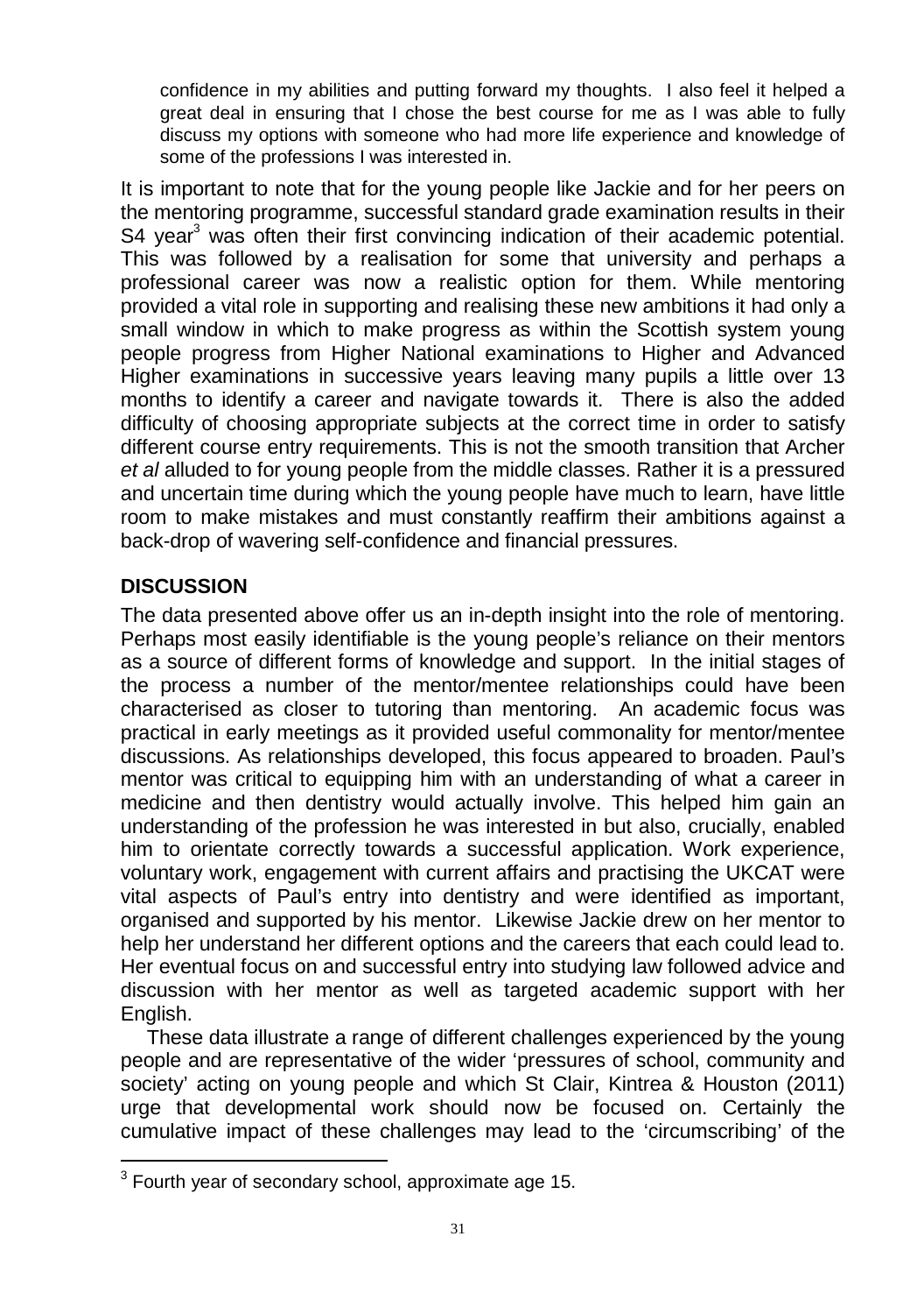> confidence in my abilities and putting forward my thoughts. I also feel it helped a great deal in ensuring that I chose the best course for me as I was able to fully discuss my options with someone who had more life experience and knowledge of some of the professions I was interested in.

It is important to note that for the young people like Jackie and for her peers on the mentoring programme, successful standard grade examination results in their S4 year[3] was often their first convincing indication of their academic potential. This was followed by a realisation for some that university and perhaps a professional career was now a realistic option for them. While mentoring provided a vital role in supporting and realising these new ambitions it had only a small window in which to make progress as within the Scottish system young people progress from Higher National examinations to Higher and Advanced Higher examinations in successive years leaving many pupils a little over 13 months to identify a career and navigate towards it. There is also the added difficulty of choosing appropriate subjects at the correct time in order to satisfy different course entry requirements. This is not the smooth transition that Archer *et al* alluded to for young people from the middle classes. Rather it is a pressured and uncertain time during which the young people have much to learn, have little room to make mistakes and must constantly reaffirm their ambitions against a back-drop of wavering self-confidence and financial pressures.

## DISCUSSION

The data presented above offer us an in-depth insight into the role of mentoring. Perhaps most easily identifiable is the young people's reliance on their mentors as a source of different forms of knowledge and support. In the initial stages of the process a number of the mentor/mentee relationships could have been characterised as closer to tutoring than mentoring. An academic focus was practical in early meetings as it provided useful commonality for mentor/mentee discussions. As relationships developed, this focus appeared to broaden. Paul's mentor was critical to equipping him with an understanding of what a career in medicine and then dentistry would actually involve. This helped him gain an understanding of the profession he was interested in but also, crucially, enabled him to orientate correctly towards a successful application. Work experience, voluntary work, engagement with current affairs and practising the UKCAT were vital aspects of Paul's entry into dentistry and were identified as important, organised and supported by his mentor. Likewise Jackie drew on her mentor to help her understand her different options and the careers that each could lead to. Her eventual focus on and successful entry into studying law followed advice and discussion with her mentor as well as targeted academic support with her English.

These data illustrate a range of different challenges experienced by the young people and are representative of the wider 'pressures of school, community and society' acting on young people and which St Clair, Kintrea & Houston (2011) urge that developmental work should now be focused on. Certainly the cumulative impact of these challenges may lead to the 'circumscribing' of the

[3] Fourth year of secondary school, approximate age 15.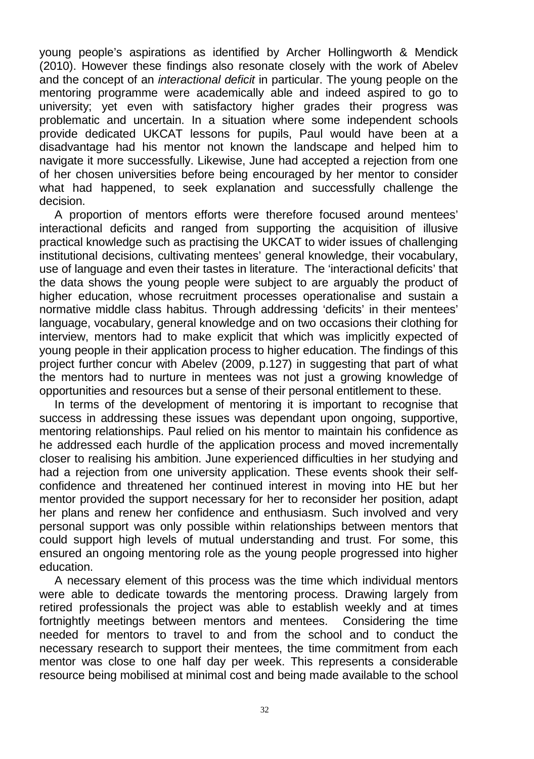young people's aspirations as identified by Archer Hollingworth & Mendick (2010). However these findings also resonate closely with the work of Abelev and the concept of an *interactional deficit* in particular. The young people on the mentoring programme were academically able and indeed aspired to go to university; yet even with satisfactory higher grades their progress was problematic and uncertain. In a situation where some independent schools provide dedicated UKCAT lessons for pupils, Paul would have been at a disadvantage had his mentor not known the landscape and helped him to navigate it more successfully. Likewise, June had accepted a rejection from one of her chosen universities before being encouraged by her mentor to consider what had happened, to seek explanation and successfully challenge the decision.

A proportion of mentors efforts were therefore focused around mentees' interactional deficits and ranged from supporting the acquisition of illusive practical knowledge such as practising the UKCAT to wider issues of challenging institutional decisions, cultivating mentees' general knowledge, their vocabulary, use of language and even their tastes in literature. The 'interactional deficits' that the data shows the young people were subject to are arguably the product of higher education, whose recruitment processes operationalise and sustain a normative middle class habitus. Through addressing 'deficits' in their mentees' language, vocabulary, general knowledge and on two occasions their clothing for interview, mentors had to make explicit that which was implicitly expected of young people in their application process to higher education. The findings of this project further concur with Abelev (2009, p.127) in suggesting that part of what the mentors had to nurture in mentees was not just a growing knowledge of opportunities and resources but a sense of their personal entitlement to these.

In terms of the development of mentoring it is important to recognise that success in addressing these issues was dependant upon ongoing, supportive, mentoring relationships. Paul relied on his mentor to maintain his confidence as he addressed each hurdle of the application process and moved incrementally closer to realising his ambition. June experienced difficulties in her studying and had a rejection from one university application. These events shook their self-confidence and threatened her continued interest in moving into HE but her mentor provided the support necessary for her to reconsider her position, adapt her plans and renew her confidence and enthusiasm. Such involved and very personal support was only possible within relationships between mentors that could support high levels of mutual understanding and trust. For some, this ensured an ongoing mentoring role as the young people progressed into higher education.

A necessary element of this process was the time which individual mentors were able to dedicate towards the mentoring process. Drawing largely from retired professionals the project was able to establish weekly and at times fortnightly meetings between mentors and mentees. Considering the time needed for mentors to travel to and from the school and to conduct the necessary research to support their mentees, the time commitment from each mentor was close to one half day per week. This represents a considerable resource being mobilised at minimal cost and being made available to the school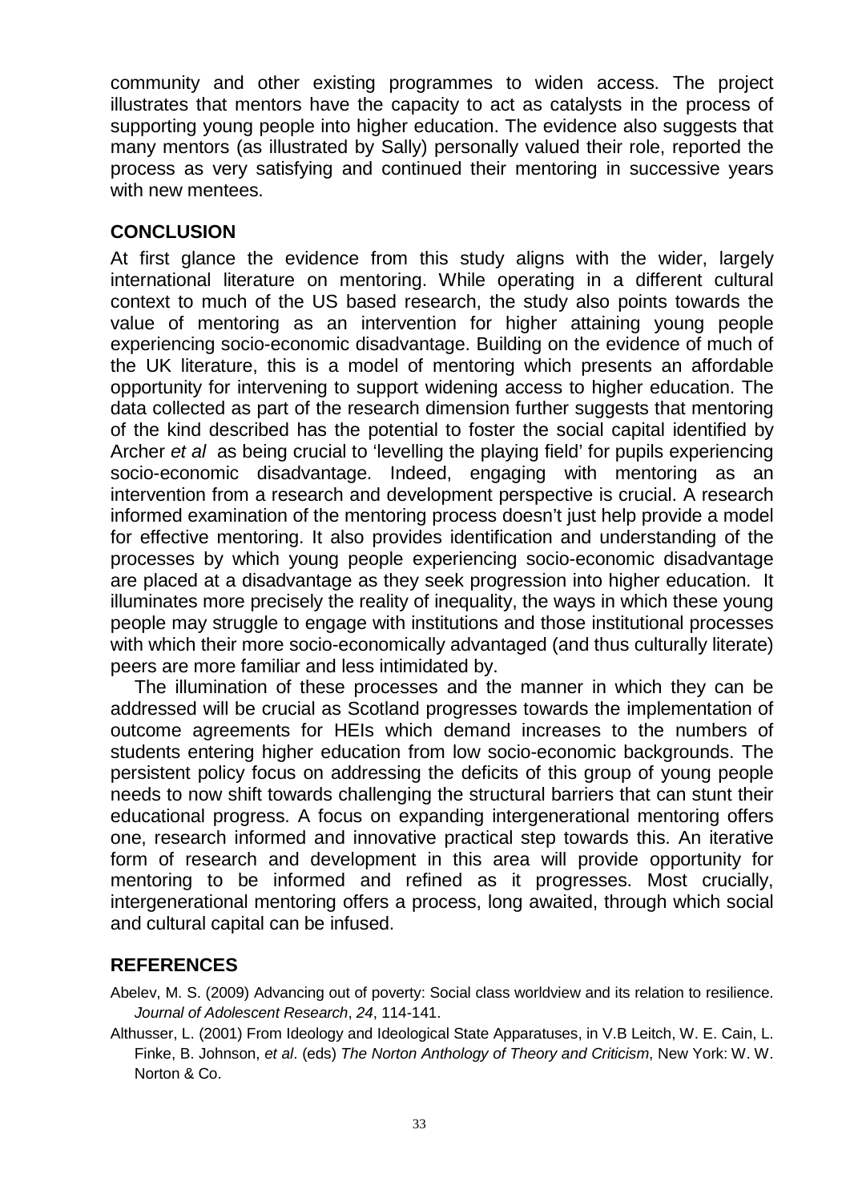community and other existing programmes to widen access. The project illustrates that mentors have the capacity to act as catalysts in the process of supporting young people into higher education. The evidence also suggests that many mentors (as illustrated by Sally) personally valued their role, reported the process as very satisfying and continued their mentoring in successive years with new mentees.

## CONCLUSION

At first glance the evidence from this study aligns with the wider, largely international literature on mentoring. While operating in a different cultural context to much of the US based research, the study also points towards the value of mentoring as an intervention for higher attaining young people experiencing socio-economic disadvantage. Building on the evidence of much of the UK literature, this is a model of mentoring which presents an affordable opportunity for intervening to support widening access to higher education. The data collected as part of the research dimension further suggests that mentoring of the kind described has the potential to foster the social capital identified by Archer *et al* as being crucial to 'levelling the playing field' for pupils experiencing socio-economic disadvantage. Indeed, engaging with mentoring as an intervention from a research and development perspective is crucial. A research informed examination of the mentoring process doesn't just help provide a model for effective mentoring. It also provides identification and understanding of the processes by which young people experiencing socio-economic disadvantage are placed at a disadvantage as they seek progression into higher education. It illuminates more precisely the reality of inequality, the ways in which these young people may struggle to engage with institutions and those institutional processes with which their more socio-economically advantaged (and thus culturally literate) peers are more familiar and less intimidated by.

The illumination of these processes and the manner in which they can be addressed will be crucial as Scotland progresses towards the implementation of outcome agreements for HEIs which demand increases to the numbers of students entering higher education from low socio-economic backgrounds. The persistent policy focus on addressing the deficits of this group of young people needs to now shift towards challenging the structural barriers that can stunt their educational progress. A focus on expanding intergenerational mentoring offers one, research informed and innovative practical step towards this. An iterative form of research and development in this area will provide opportunity for mentoring to be informed and refined as it progresses. Most crucially, intergenerational mentoring offers a process, long awaited, through which social and cultural capital can be infused.

## REFERENCES

Abelev, M. S. (2009) Advancing out of poverty: Social class worldview and its relation to resilience. *Journal of Adolescent Research*, *24*, 114-141.

Althusser, L. (2001) From Ideology and Ideological State Apparatuses, in V.B Leitch, W. E. Cain, L. Finke, B. Johnson, *et al*. (eds) *The Norton Anthology of Theory and Criticism*, New York: W. W. Norton & Co.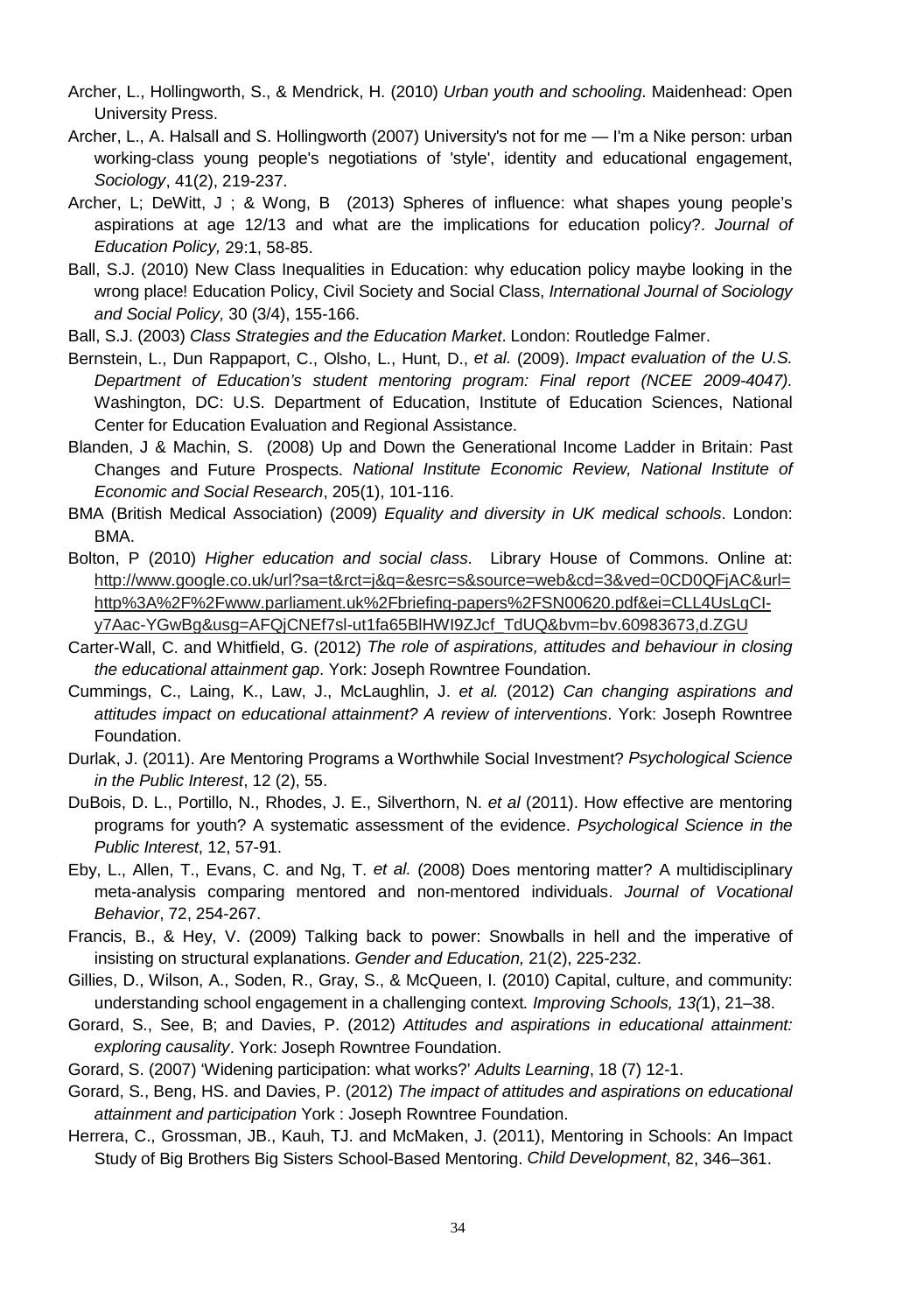Archer, L., Hollingworth, S., & Mendrick, H. (2010) *Urban youth and schooling*. Maidenhead: Open University Press.

Archer, L., A. Halsall and S. Hollingworth (2007) University's not for me — I'm a Nike person: urban working-class young people's negotiations of 'style', identity and educational engagement, *Sociology*, 41(2), 219-237.

Archer, L; DeWitt, J ; & Wong, B (2013) Spheres of influence: what shapes young people's aspirations at age 12/13 and what are the implications for education policy?. *Journal of Education Policy,* 29:1, 58-85.

Ball, S.J. (2010) New Class Inequalities in Education: why education policy maybe looking in the wrong place! Education Policy, Civil Society and Social Class, *International Journal of Sociology and Social Policy,* 30 (3/4), 155-166.

Ball, S.J. (2003) *Class Strategies and the Education Market*. London: Routledge Falmer.

Bernstein, L., Dun Rappaport, C., Olsho, L., Hunt, D., *et al.* (2009). *Impact evaluation of the U.S. Department of Education's student mentoring program: Final report (NCEE 2009-4047).* Washington, DC: U.S. Department of Education, Institute of Education Sciences, National Center for Education Evaluation and Regional Assistance.

Blanden, J & Machin, S. (2008) Up and Down the Generational Income Ladder in Britain: Past Changes and Future Prospects. *National Institute Economic Review, National Institute of Economic and Social Research*, 205(1), 101-116.

BMA (British Medical Association) (2009) *Equality and diversity in UK medical schools*. London: BMA.

Bolton, P (2010) *Higher education and social class*. Library House of Commons. Online at: http://www.google.co.uk/url?sa=t&rct=j&q=&esrc=s&source=web&cd=3&ved=0CD0QFjAC&url=http%3A%2F%2Fwww.parliament.uk%2Fbriefing-papers%2FSN00620.pdf&ei=CLL4UsLqCI-y7Aac-YGwBg&usg=AFQjCNEf7sl-ut1fa65BlHWI9ZJcf_TdUQ&bvm=bv.60983673,d.ZGU

Carter-Wall, C. and Whitfield, G. (2012) *The role of aspirations, attitudes and behaviour in closing the educational attainment gap*. York: Joseph Rowntree Foundation.

Cummings, C., Laing, K., Law, J., McLaughlin, J. *et al.* (2012) *Can changing aspirations and attitudes impact on educational attainment? A review of interventions*. York: Joseph Rowntree Foundation.

Durlak, J. (2011). Are Mentoring Programs a Worthwhile Social Investment? *Psychological Science in the Public Interest*, 12 (2), 55.

DuBois, D. L., Portillo, N., Rhodes, J. E., Silverthorn, N. *et al* (2011). How effective are mentoring programs for youth? A systematic assessment of the evidence. *Psychological Science in the Public Interest*, 12, 57-91.

Eby, L., Allen, T., Evans, C. and Ng, T. *et al.* (2008) Does mentoring matter? A multidisciplinary meta-analysis comparing mentored and non-mentored individuals. *Journal of Vocational Behavior*, 72, 254-267.

Francis, B., & Hey, V. (2009) Talking back to power: Snowballs in hell and the imperative of insisting on structural explanations. *Gender and Education,* 21(2), 225-232.

Gillies, D., Wilson, A., Soden, R., Gray, S., & McQueen, I. (2010) Capital, culture, and community: understanding school engagement in a challenging context*. Improving Schools, 13(*1), 21–38.

Gorard, S., See, B; and Davies, P. (2012) *Attitudes and aspirations in educational attainment: exploring causality*. York: Joseph Rowntree Foundation.

Gorard, S. (2007) 'Widening participation: what works?' *Adults Learning*, 18 (7) 12-1.

Gorard, S., Beng, HS. and Davies, P. (2012) *The impact of attitudes and aspirations on educational attainment and participation* York : Joseph Rowntree Foundation.

Herrera, C., Grossman, JB., Kauh, TJ. and McMaken, J. (2011), Mentoring in Schools: An Impact Study of Big Brothers Big Sisters School-Based Mentoring. *Child Development*, 82, 346–361.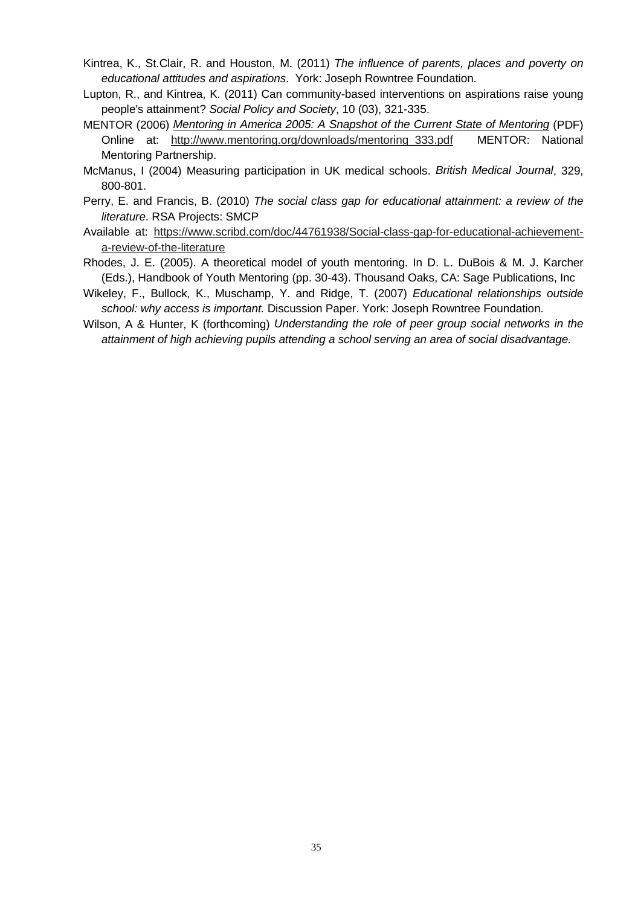Kintrea, K., St.Clair, R. and Houston, M. (2011) *The influence of parents, places and poverty on educational attitudes and aspirations*. York: Joseph Rowntree Foundation.

Lupton, R., and Kintrea, K. (2011) Can community-based interventions on aspirations raise young people's attainment? *Social Policy and Society*, 10 (03), 321-335.

MENTOR (2006) *Mentoring in America 2005: A Snapshot of the Current State of Mentoring* (PDF) Online at: http://www.mentoring.org/downloads/mentoring_333.pdf MENTOR: National Mentoring Partnership.

McManus, I (2004) Measuring participation in UK medical schools. *British Medical Journal*, 329, 800-801.

Perry, E. and Francis, B. (2010) *The social class gap for educational attainment: a review of the literature*. RSA Projects: SMCP

Available at: https://www.scribd.com/doc/44761938/Social-class-gap-for-educational-achievement-a-review-of-the-literature

Rhodes, J. E. (2005). A theoretical model of youth mentoring. In D. L. DuBois & M. J. Karcher (Eds.), Handbook of Youth Mentoring (pp. 30-43). Thousand Oaks, CA: Sage Publications, Inc

Wikeley, F., Bullock, K., Muschamp, Y. and Ridge, T. (2007) *Educational relationships outside school: why access is important.* Discussion Paper. York: Joseph Rowntree Foundation.

Wilson, A & Hunter, K (forthcoming) *Understanding the role of peer group social networks in the attainment of high achieving pupils attending a school serving an area of social disadvantage.*